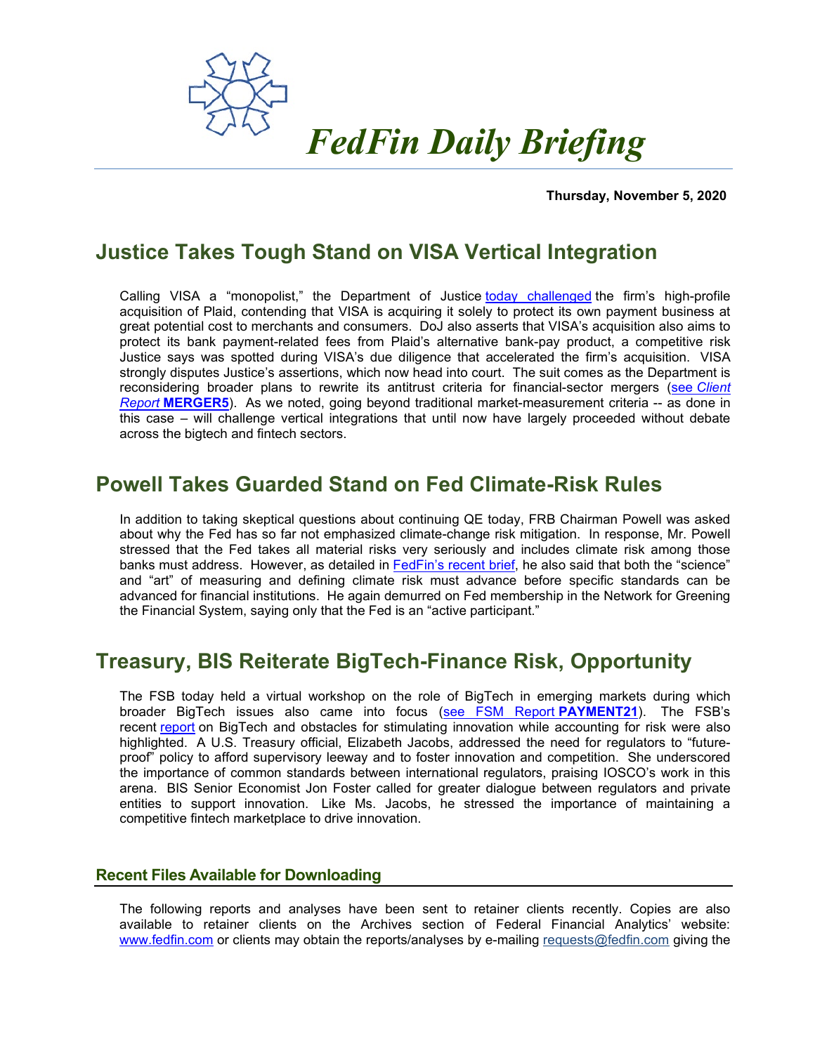# *FedFin Daily Briefing*

**Thursday, November 5, 2020**

## Justice Takes Tough Stand on VISA Vertical Integration

Calling VISA a "monopolist," the Department of Justice today challenged the firm's high-profile acquisition of Plaid, contending that VISA is acquiring it solely to protect its own payment business at great potential cost to merchants and consumers. DoJ also asserts that VISA's acquisition also aims to protect its bank payment-related fees from Plaid's alternative bank-pay product, a competitive risk Justice says was spotted during VISA's due diligence that accelerated the firm's acquisition. VISA strongly disputes Justice's assertions, which now head into court. The suit comes as the Department is reconsidering broader plans to rewrite its antitrust criteria for financial-sector mergers (see *Client Report* **MERGER5**). As we noted, going beyond traditional market-measurement criteria -- as done in this case – will challenge vertical integrations that until now have largely proceeded without debate across the bigtech and fintech sectors.

## Powell Takes Guarded Stand on Fed Climate-Risk Rules

In addition to taking skeptical questions about continuing QE today, FRB Chairman Powell was asked about why the Fed has so far not emphasized climate-change risk mitigation. In response, Mr. Powell stressed that the Fed takes all material risks very seriously and includes climate risk among those banks must address. However, as detailed in FedFin's recent brief, he also said that both the "science" and "art" of measuring and defining climate risk must advance before specific standards can be advanced for financial institutions. He again demurred on Fed membership in the Network for Greening the Financial System, saying only that the Fed is an "active participant."

## Treasury, BIS Reiterate BigTech-Finance Risk, Opportunity

The FSB today held a virtual workshop on the role of BigTech in emerging markets during which broader BigTech issues also came into focus (see FSM Report **PAYMENT21**). The FSB's recent report on BigTech and obstacles for stimulating innovation while accounting for risk were also highlighted. A U.S. Treasury official, Elizabeth Jacobs, addressed the need for regulators to "future-proof" policy to afford supervisory leeway and to foster innovation and competition. She underscored the importance of common standards between international regulators, praising IOSCO's work in this arena. BIS Senior Economist Jon Foster called for greater dialogue between regulators and private entities to support innovation. Like Ms. Jacobs, he stressed the importance of maintaining a competitive fintech marketplace to drive innovation.

### Recent Files Available for Downloading

The following reports and analyses have been sent to retainer clients recently. Copies are also available to retainer clients on the Archives section of Federal Financial Analytics' website: www.fedfin.com or clients may obtain the reports/analyses by e-mailing requests@fedfin.com giving the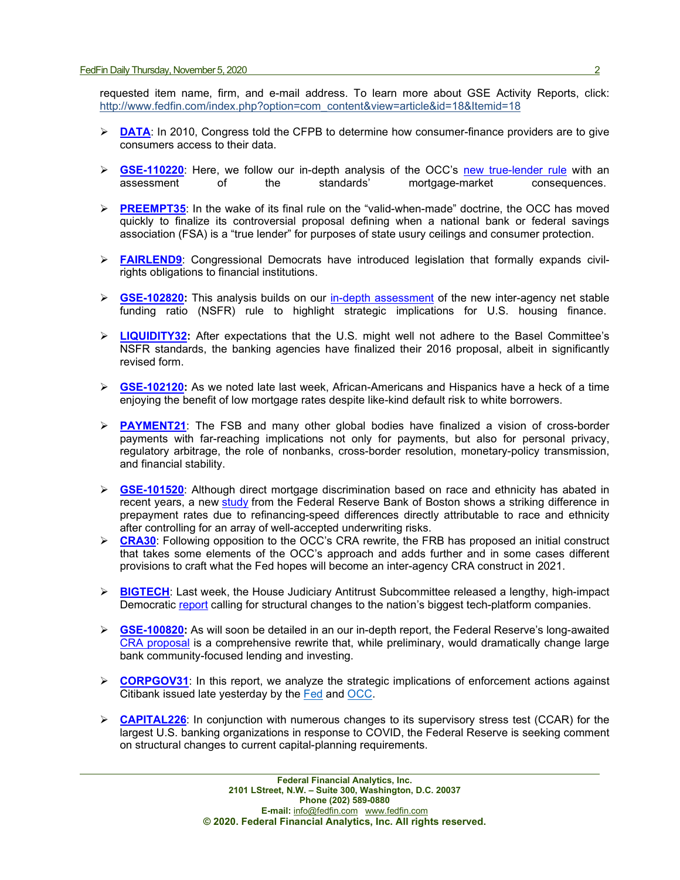requested item name, firm, and e-mail address. To learn more about GSE Activity Reports, click: http://www.fedfin.com/index.php?option=com_content&view=article&id=18&Itemid=18

- **DATA**: In 2010, Congress told the CFPB to determine how consumer-finance providers are to give consumers access to their data.
- **GSE-110220**: Here, we follow our in-depth analysis of the OCC's new true-lender rule with an assessment of the standards' mortgage-market consequences.
- **PREEMPT35**: In the wake of its final rule on the "valid-when-made" doctrine, the OCC has moved quickly to finalize its controversial proposal defining when a national bank or federal savings association (FSA) is a "true lender" for purposes of state usury ceilings and consumer protection.
- **FAIRLEND9**: Congressional Democrats have introduced legislation that formally expands civil-rights obligations to financial institutions.
- **GSE-102820:** This analysis builds on our in-depth assessment of the new inter-agency net stable funding ratio (NSFR) rule to highlight strategic implications for U.S. housing finance.
- **LIQUIDITY32:** After expectations that the U.S. might well not adhere to the Basel Committee's NSFR standards, the banking agencies have finalized their 2016 proposal, albeit in significantly revised form.
- **GSE-102120:** As we noted late last week, African-Americans and Hispanics have a heck of a time enjoying the benefit of low mortgage rates despite like-kind default risk to white borrowers.
- **PAYMENT21**: The FSB and many other global bodies have finalized a vision of cross-border payments with far-reaching implications not only for payments, but also for personal privacy, regulatory arbitrage, the role of nonbanks, cross-border resolution, monetary-policy transmission, and financial stability.
- **GSE-101520**: Although direct mortgage discrimination based on race and ethnicity has abated in recent years, a new study from the Federal Reserve Bank of Boston shows a striking difference in prepayment rates due to refinancing-speed differences directly attributable to race and ethnicity after controlling for an array of well-accepted underwriting risks.
- **CRA30**: Following opposition to the OCC's CRA rewrite, the FRB has proposed an initial construct that takes some elements of the OCC's approach and adds further and in some cases different provisions to craft what the Fed hopes will become an inter-agency CRA construct in 2021.
- **BIGTECH**: Last week, the House Judiciary Antitrust Subcommittee released a lengthy, high-impact Democratic report calling for structural changes to the nation's biggest tech-platform companies.
- **GSE-100820:** As will soon be detailed in an our in-depth report, the Federal Reserve's long-awaited CRA proposal is a comprehensive rewrite that, while preliminary, would dramatically change large bank community-focused lending and investing.
- **CORPGOV31**: In this report, we analyze the strategic implications of enforcement actions against Citibank issued late yesterday by the Fed and OCC.
- **CAPITAL226**: In conjunction with numerous changes to its supervisory stress test (CCAR) for the largest U.S. banking organizations in response to COVID, the Federal Reserve is seeking comment on structural changes to current capital-planning requirements.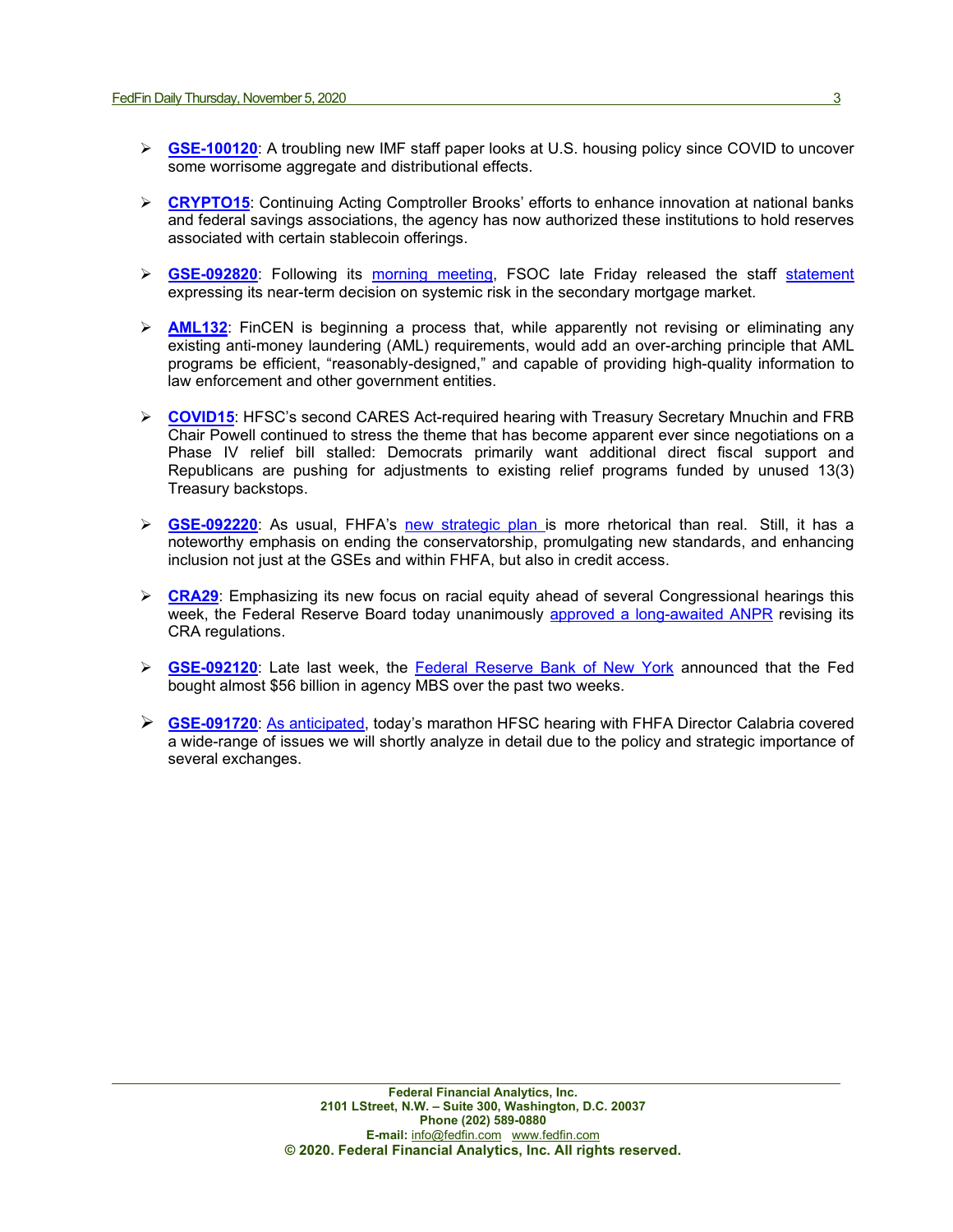- **GSE-100120**: A troubling new IMF staff paper looks at U.S. housing policy since COVID to uncover some worrisome aggregate and distributional effects.

- **CRYPTO15**: Continuing Acting Comptroller Brooks' efforts to enhance innovation at national banks and federal savings associations, the agency has now authorized these institutions to hold reserves associated with certain stablecoin offerings.

- **GSE-092820**: Following its morning meeting, FSOC late Friday released the staff statement expressing its near-term decision on systemic risk in the secondary mortgage market.

- **AML132**: FinCEN is beginning a process that, while apparently not revising or eliminating any existing anti-money laundering (AML) requirements, would add an over-arching principle that AML programs be efficient, "reasonably-designed," and capable of providing high-quality information to law enforcement and other government entities.

- **COVID15**: HFSC's second CARES Act-required hearing with Treasury Secretary Mnuchin and FRB Chair Powell continued to stress the theme that has become apparent ever since negotiations on a Phase IV relief bill stalled: Democrats primarily want additional direct fiscal support and Republicans are pushing for adjustments to existing relief programs funded by unused 13(3) Treasury backstops.

- **GSE-092220**: As usual, FHFA's new strategic plan is more rhetorical than real. Still, it has a noteworthy emphasis on ending the conservatorship, promulgating new standards, and enhancing inclusion not just at the GSEs and within FHFA, but also in credit access.

- **CRA29**: Emphasizing its new focus on racial equity ahead of several Congressional hearings this week, the Federal Reserve Board today unanimously approved a long-awaited ANPR revising its CRA regulations.

- **GSE-092120**: Late last week, the Federal Reserve Bank of New York announced that the Fed bought almost $56 billion in agency MBS over the past two weeks.

- **GSE-091720**: As anticipated, today's marathon HFSC hearing with FHFA Director Calabria covered a wide-range of issues we will shortly analyze in detail due to the policy and strategic importance of several exchanges.

**Federal Financial Analytics, Inc.**
**2101 LStreet, N.W. – Suite 300, Washington, D.C. 20037**
**Phone (202) 589-0880**
**E-mail:** info@fedfin.com www.fedfin.com
**© 2020. Federal Financial Analytics, Inc. All rights reserved.**